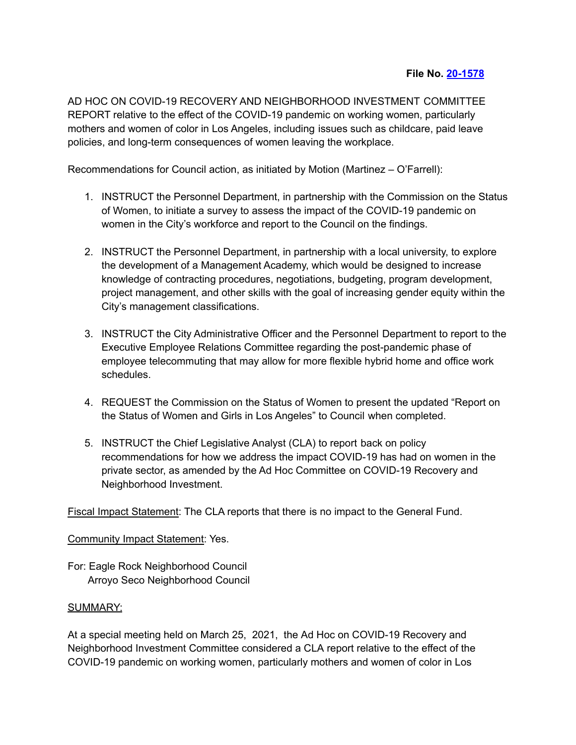**File No. [20-1578]**

AD HOC ON COVID-19 RECOVERY AND NEIGHBORHOOD INVESTMENT COMMITTEE REPORT relative to the effect of the COVID-19 pandemic on working women, particularly mothers and women of color in Los Angeles, including issues such as childcare, paid leave policies, and long-term consequences of women leaving the workplace.

Recommendations for Council action, as initiated by Motion (Martinez – O'Farrell):

1. INSTRUCT the Personnel Department, in partnership with the Commission on the Status of Women, to initiate a survey to assess the impact of the COVID-19 pandemic on women in the City's workforce and report to the Council on the findings.

2. INSTRUCT the Personnel Department, in partnership with a local university, to explore the development of a Management Academy, which would be designed to increase knowledge of contracting procedures, negotiations, budgeting, program development, project management, and other skills with the goal of increasing gender equity within the City's management classifications.

3. INSTRUCT the City Administrative Officer and the Personnel Department to report to the Executive Employee Relations Committee regarding the post-pandemic phase of employee telecommuting that may allow for more flexible hybrid home and office work schedules.

4. REQUEST the Commission on the Status of Women to present the updated "Report on the Status of Women and Girls in Los Angeles" to Council when completed.

5. INSTRUCT the Chief Legislative Analyst (CLA) to report back on policy recommendations for how we address the impact COVID-19 has had on women in the private sector, as amended by the Ad Hoc Committee on COVID-19 Recovery and Neighborhood Investment.

Fiscal Impact Statement: The CLA reports that there is no impact to the General Fund.

Community Impact Statement: Yes.

For: Eagle Rock Neighborhood Council
 Arroyo Seco Neighborhood Council

SUMMARY:

At a special meeting held on March 25, 2021, the Ad Hoc on COVID-19 Recovery and Neighborhood Investment Committee considered a CLA report relative to the effect of the COVID-19 pandemic on working women, particularly mothers and women of color in Los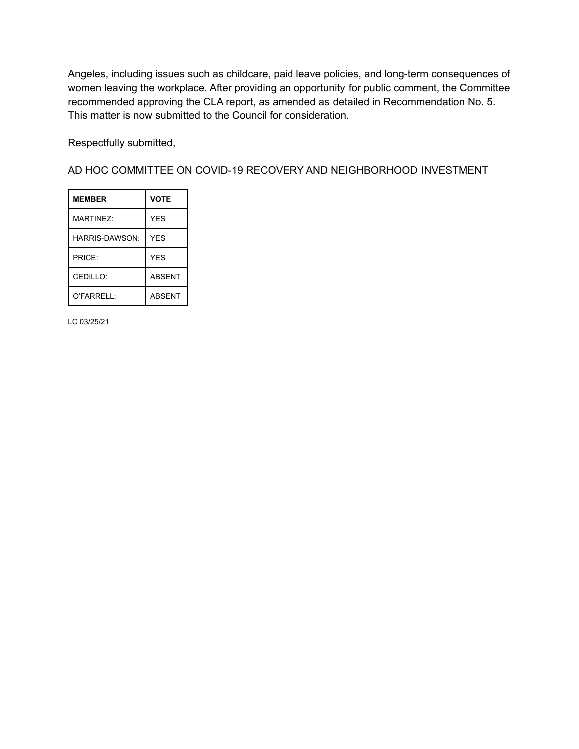Angeles, including issues such as childcare, paid leave policies, and long-term consequences of women leaving the workplace. After providing an opportunity for public comment, the Committee recommended approving the CLA report, as amended as detailed in Recommendation No. 5. This matter is now submitted to the Council for consideration.

Respectfully submitted,

AD HOC COMMITTEE ON COVID-19 RECOVERY AND NEIGHBORHOOD INVESTMENT

| **MEMBER** | **VOTE** |
|---|---|
| MARTINEZ: | YES |
| HARRIS-DAWSON: | YES |
| PRICE: | YES |
| CEDILLO: | ABSENT |
| O'FARRELL: | ABSENT |

LC 03/25/21